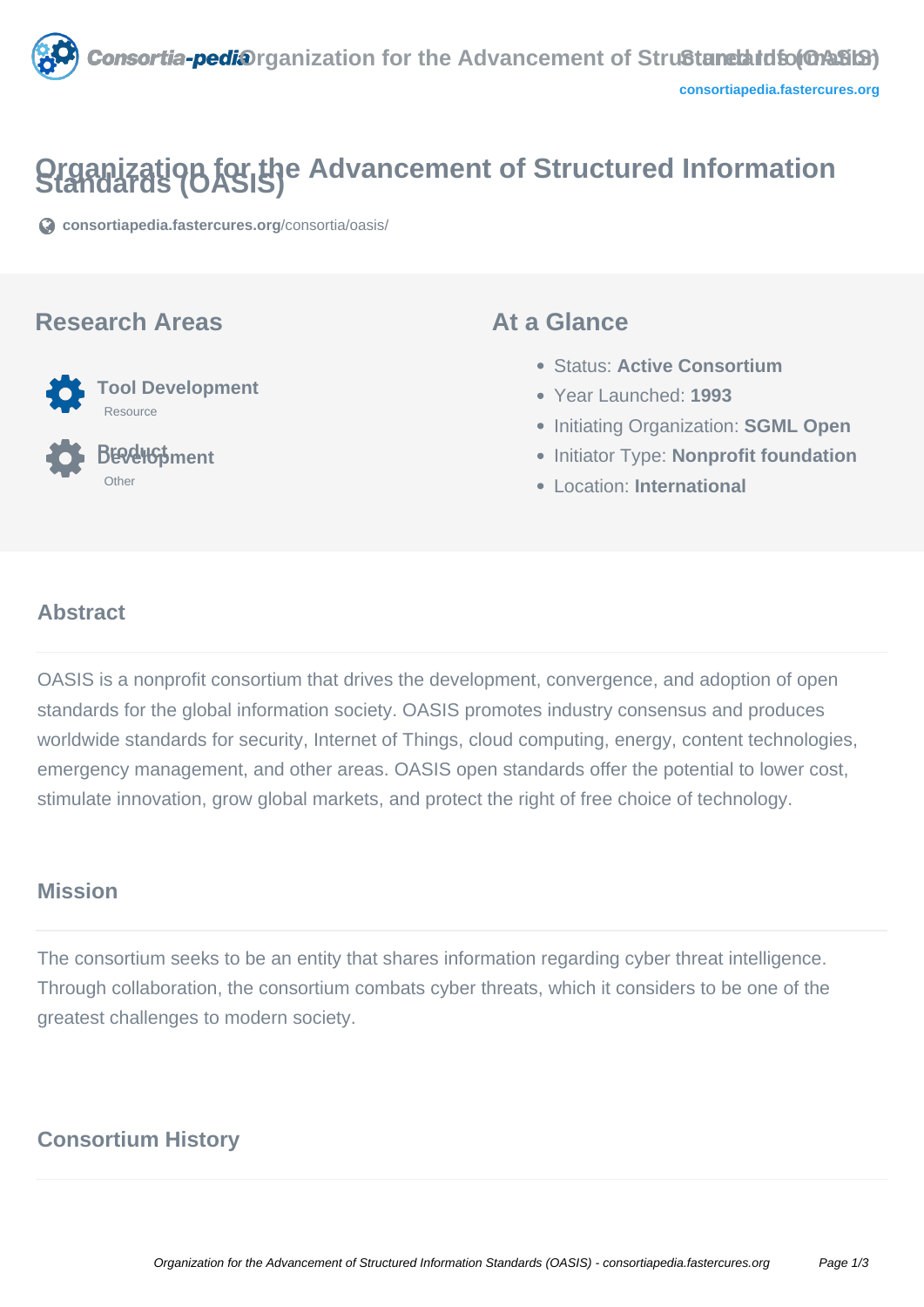# Organization for the Advancement of Structured Information Standards (OASIS)

consortiapedia.fastercures.org/consortia/oasis/

## Research Areas

**Tool Development**
Resource

**Product Development**
Other

## At a Glance

- Status: **Active Consortium**
- Year Launched: **1993**
- Initiating Organization: **SGML Open**
- Initiator Type: **Nonprofit foundation**
- Location: **International**

## Abstract

OASIS is a nonprofit consortium that drives the development, convergence, and adoption of open standards for the global information society. OASIS promotes industry consensus and produces worldwide standards for security, Internet of Things, cloud computing, energy, content technologies, emergency management, and other areas. OASIS open standards offer the potential to lower cost, stimulate innovation, grow global markets, and protect the right of free choice of technology.

## Mission

The consortium seeks to be an entity that shares information regarding cyber threat intelligence. Through collaboration, the consortium combats cyber threats, which it considers to be one of the greatest challenges to modern society.

## Consortium History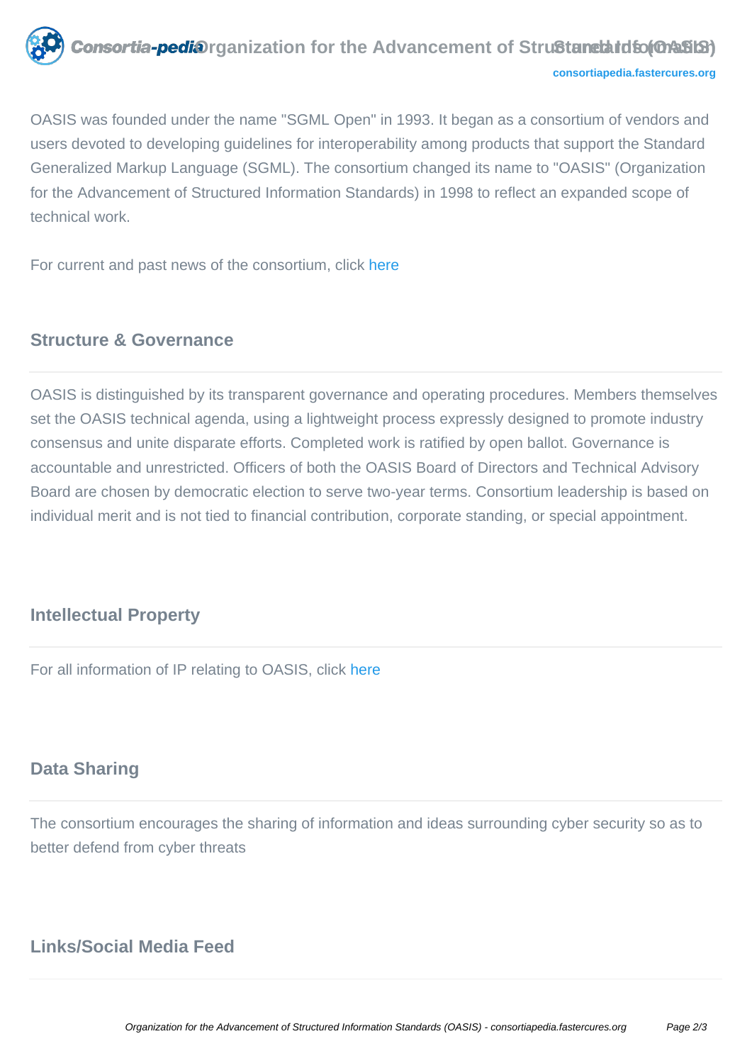OASIS was founded under the name "SGML Open" in 1993. It began as a consortium of vendors and users devoted to developing guidelines for interoperability among products that support the Standard Generalized Markup Language (SGML). The consortium changed its name to "OASIS" (Organization for the Advancement of Structured Information Standards) in 1998 to reflect an expanded scope of technical work.

For current and past news of the consortium, click here

## Structure & Governance

OASIS is distinguished by its transparent governance and operating procedures. Members themselves set the OASIS technical agenda, using a lightweight process expressly designed to promote industry consensus and unite disparate efforts. Completed work is ratified by open ballot. Governance is accountable and unrestricted. Officers of both the OASIS Board of Directors and Technical Advisory Board are chosen by democratic election to serve two-year terms. Consortium leadership is based on individual merit and is not tied to financial contribution, corporate standing, or special appointment.

## Intellectual Property

For all information of IP relating to OASIS, click here

## Data Sharing

The consortium encourages the sharing of information and ideas surrounding cyber security so as to better defend from cyber threats

## Links/Social Media Feed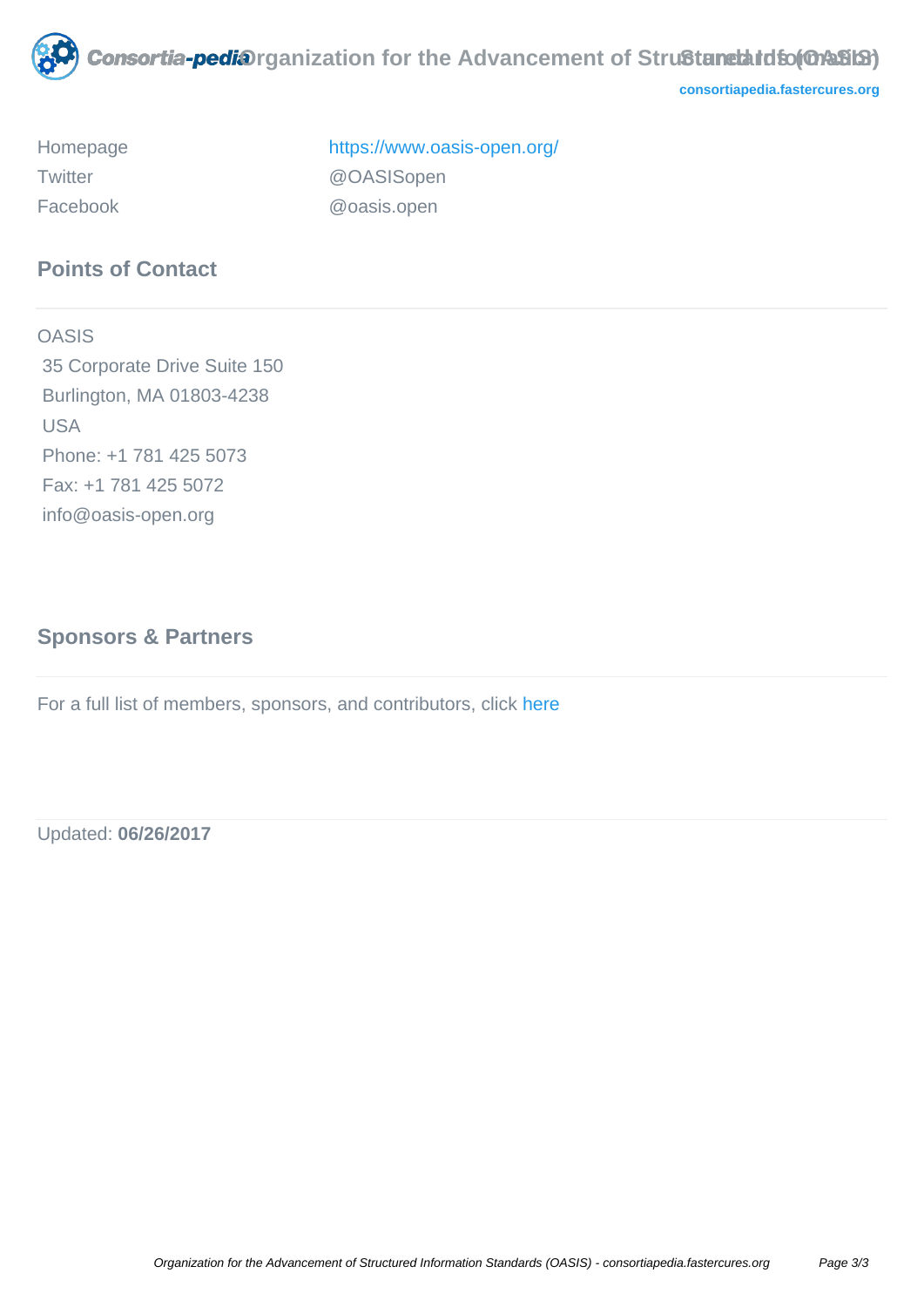| | |
| --- | --- |
| Homepage | https://www.oasis-open.org/ |
| Twitter | @OASISopen |
| Facebook | @oasis.open |

## Points of Contact

OASIS
35 Corporate Drive Suite 150
Burlington, MA 01803-4238
USA
Phone: +1 781 425 5073
Fax: +1 781 425 5072
info@oasis-open.org

## Sponsors & Partners

For a full list of members, sponsors, and contributors, click here

Updated: **06/26/2017**